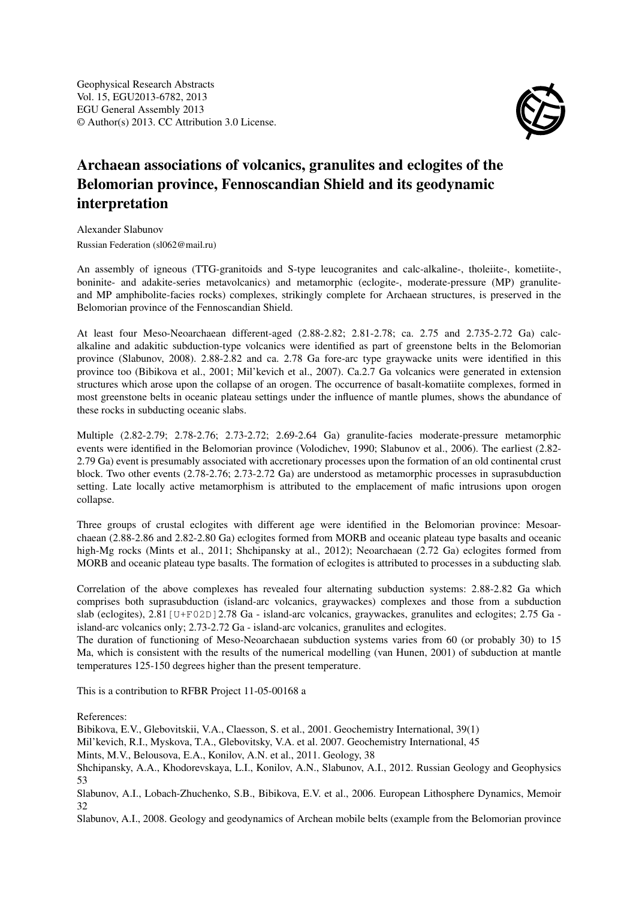Geophysical Research Abstracts
Vol. 15, EGU2013-6782, 2013
EGU General Assembly 2013
© Author(s) 2013. CC Attribution 3.0 License.

# Archaean associations of volcanics, granulites and eclogites of the Belomorian province, Fennoscandian Shield and its geodynamic interpretation

Alexander Slabunov

Russian Federation (sl062@mail.ru)

An assembly of igneous (TTG-granitoids and S-type leucogranites and calc-alkaline-, tholeiite-, kometiite-, boninite- and adakite-series metavolcanics) and metamorphic (eclogite-, moderate-pressure (MP) granulite- and MP amphibolite-facies rocks) complexes, strikingly complete for Archaean structures, is preserved in the Belomorian province of the Fennoscandian Shield.

At least four Meso-Neoarchaean different-aged (2.88-2.82; 2.81-2.78; ca. 2.75 and 2.735-2.72 Ga) calc-alkaline and adakitic subduction-type volcanics were identified as part of greenstone belts in the Belomorian province (Slabunov, 2008). 2.88-2.82 and ca. 2.78 Ga fore-arc type graywacke units were identified in this province too (Bibikova et al., 2001; Mil'kevich et al., 2007). Ca.2.7 Ga volcanics were generated in extension structures which arose upon the collapse of an orogen. The occurrence of basalt-komatiite complexes, formed in most greenstone belts in oceanic plateau settings under the influence of mantle plumes, shows the abundance of these rocks in subducting oceanic slabs.

Multiple (2.82-2.79; 2.78-2.76; 2.73-2.72; 2.69-2.64 Ga) granulite-facies moderate-pressure metamorphic events were identified in the Belomorian province (Volodichev, 1990; Slabunov et al., 2006). The earliest (2.82-2.79 Ga) event is presumably associated with accretionary processes upon the formation of an old continental crust block. Two other events (2.78-2.76; 2.73-2.72 Ga) are understood as metamorphic processes in suprasubduction setting. Late locally active metamorphism is attributed to the emplacement of mafic intrusions upon orogen collapse.

Three groups of crustal eclogites with different age were identified in the Belomorian province: Mesoarchaean (2.88-2.86 and 2.82-2.80 Ga) eclogites formed from MORB and oceanic plateau type basalts and oceanic high-Mg rocks (Mints et al., 2011; Shchipansky at al., 2012); Neoarchaean (2.72 Ga) eclogites formed from MORB and oceanic plateau type basalts. The formation of eclogites is attributed to processes in a subducting slab.

Correlation of the above complexes has revealed four alternating subduction systems: 2.88-2.82 Ga which comprises both suprasubduction (island-arc volcanics, graywackes) complexes and those from a subduction slab (eclogites), 2.81[U+F02D]2.78 Ga - island-arc volcanics, graywackes, granulites and eclogites; 2.75 Ga - island-arc volcanics only; 2.73-2.72 Ga - island-arc volcanics, granulites and eclogites.

The duration of functioning of Meso-Neoarchaean subduction systems varies from 60 (or probably 30) to 15 Ma, which is consistent with the results of the numerical modelling (van Hunen, 2001) of subduction at mantle temperatures 125-150 degrees higher than the present temperature.

This is a contribution to RFBR Project 11-05-00168 a

References:

Bibikova, E.V., Glebovitskii, V.A., Claesson, S. et al., 2001. Geochemistry International, 39(1)

Mil'kevich, R.I., Myskova, T.A., Glebovitsky, V.A. et al. 2007. Geochemistry International, 45

Mints, M.V., Belousova, E.A., Konilov, A.N. et al., 2011. Geology, 38

Shchipansky, A.A., Khodorevskaya, L.I., Konilov, A.N., Slabunov, A.I., 2012. Russian Geology and Geophysics 53

Slabunov, A.I., Lobach-Zhuchenko, S.B., Bibikova, E.V. et al., 2006. European Lithosphere Dynamics, Memoir 32

Slabunov, A.I., 2008. Geology and geodynamics of Archean mobile belts (example from the Belomorian province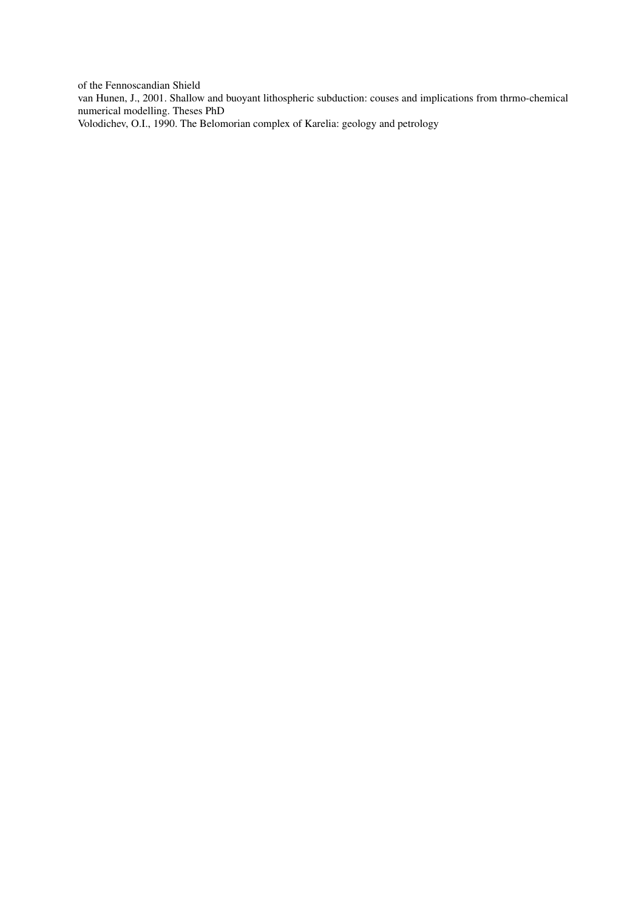of the Fennoscandian Shield

van Hunen, J., 2001. Shallow and buoyant lithospheric subduction: couses and implications from thrmo-chemical numerical modelling. Theses PhD

Volodichev, O.I., 1990. The Belomorian complex of Karelia: geology and petrology